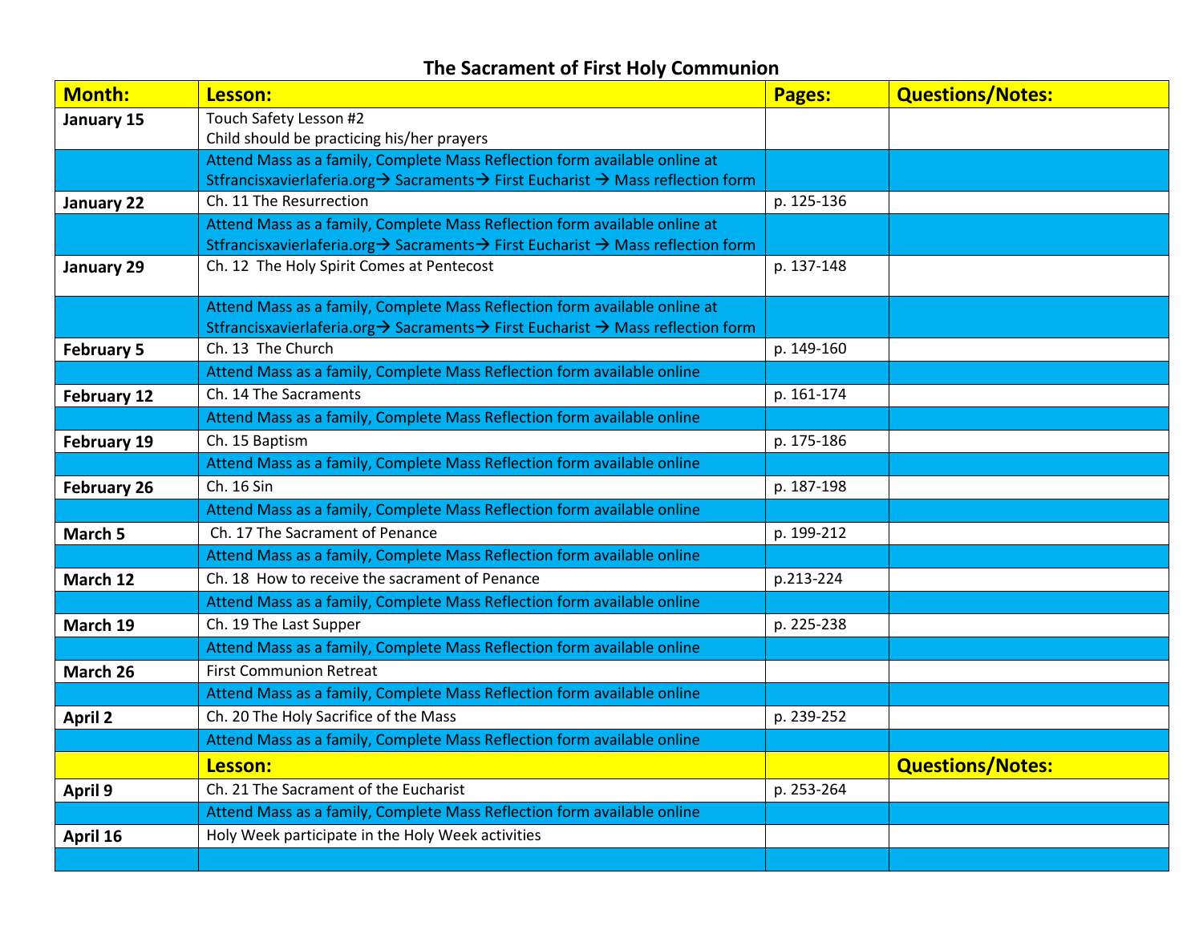# The Sacrament of First Holy Communion

| Month: | Lesson: | Pages: | Questions/Notes: |
|---|---|---|---|
| January 15 | Touch Safety Lesson #2<br>Child should be practicing his/her prayers | | |
| | Attend Mass as a family, Complete Mass Reflection form available online at Stfrancisxavierlaferia.org→ Sacraments→ First Eucharist → Mass reflection form | | |
| January 22 | Ch. 11 The Resurrection | p. 125-136 | |
| | Attend Mass as a family, Complete Mass Reflection form available online at Stfrancisxavierlaferia.org→ Sacraments→ First Eucharist → Mass reflection form | | |
| January 29 | Ch. 12 The Holy Spirit Comes at Pentecost | p. 137-148 | |
| | Attend Mass as a family, Complete Mass Reflection form available online at Stfrancisxavierlaferia.org→ Sacraments→ First Eucharist → Mass reflection form | | |
| February 5 | Ch. 13 The Church | p. 149-160 | |
| | Attend Mass as a family, Complete Mass Reflection form available online | | |
| February 12 | Ch. 14 The Sacraments | p. 161-174 | |
| | Attend Mass as a family, Complete Mass Reflection form available online | | |
| February 19 | Ch. 15 Baptism | p. 175-186 | |
| | Attend Mass as a family, Complete Mass Reflection form available online | | |
| February 26 | Ch. 16 Sin | p. 187-198 | |
| | Attend Mass as a family, Complete Mass Reflection form available online | | |
| March 5 | Ch. 17 The Sacrament of Penance | p. 199-212 | |
| | Attend Mass as a family, Complete Mass Reflection form available online | | |
| March 12 | Ch. 18 How to receive the sacrament of Penance | p.213-224 | |
| | Attend Mass as a family, Complete Mass Reflection form available online | | |
| March 19 | Ch. 19 The Last Supper | p. 225-238 | |
| | Attend Mass as a family, Complete Mass Reflection form available online | | |
| March 26 | First Communion Retreat | | |
| | Attend Mass as a family, Complete Mass Reflection form available online | | |
| April 2 | Ch. 20 The Holy Sacrifice of the Mass | p. 239-252 | |
| | Attend Mass as a family, Complete Mass Reflection form available online | | |
| | **Lesson:** | | **Questions/Notes:** |
| April 9 | Ch. 21 The Sacrament of the Eucharist | p. 253-264 | |
| | Attend Mass as a family, Complete Mass Reflection form available online | | |
| April 16 | Holy Week participate in the Holy Week activities | | |
| | | | |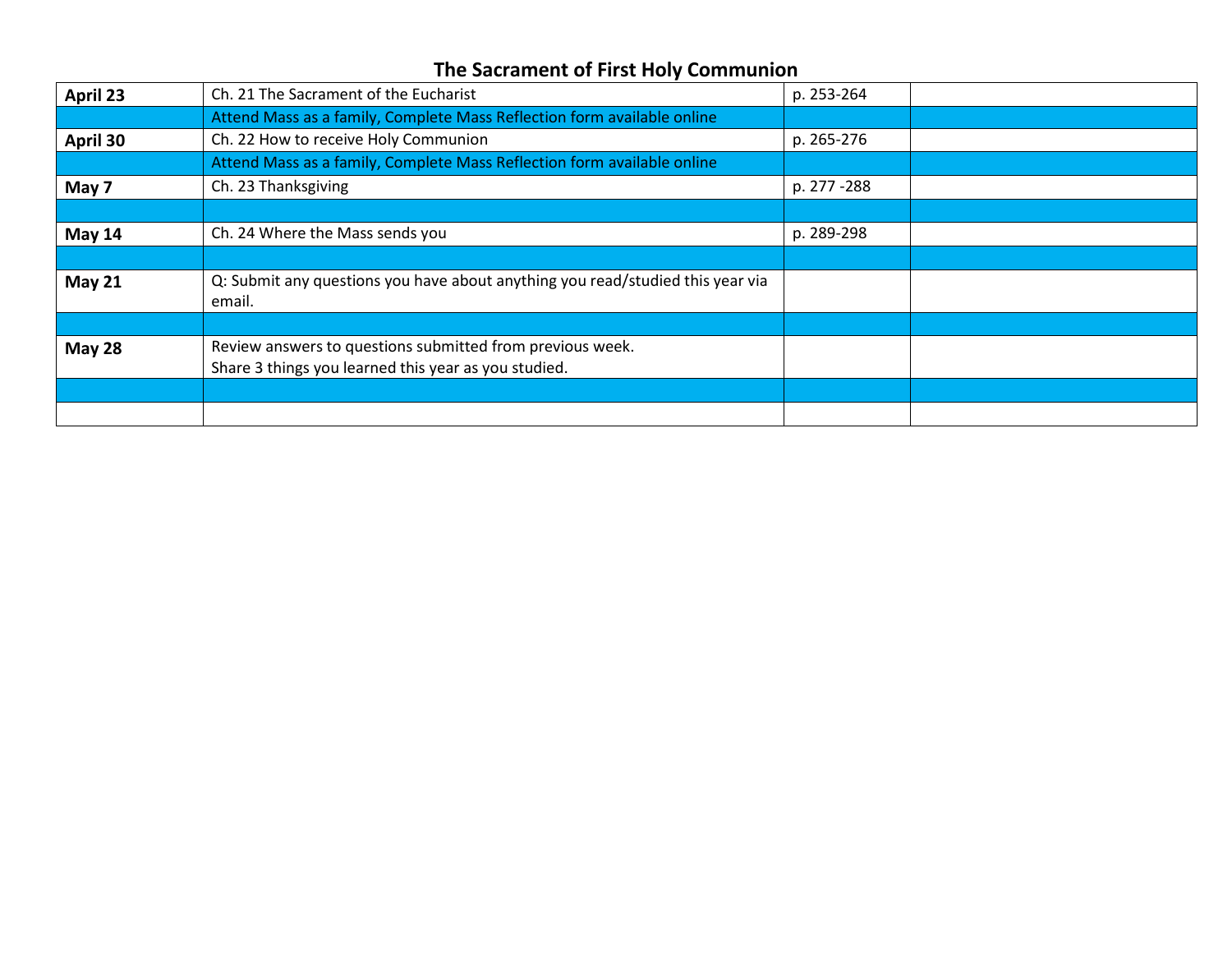## The Sacrament of First Holy Communion

| | | | |
|---|---|---|---|
| **April 23** | Ch. 21 The Sacrament of the Eucharist | p. 253-264 | |
| | Attend Mass as a family, Complete Mass Reflection form available online | | |
| **April 30** | Ch. 22 How to receive Holy Communion | p. 265-276 | |
| | Attend Mass as a family, Complete Mass Reflection form available online | | |
| **May 7** | Ch. 23 Thanksgiving | p. 277 -288 | |
| | | | |
| **May 14** | Ch. 24 Where the Mass sends you | p. 289-298 | |
| | | | |
| **May 21** | Q: Submit any questions you have about anything you read/studied this year via email. | | |
| | | | |
| **May 28** | Review answers to questions submitted from previous week.<br>Share 3 things you learned this year as you studied. | | |
| | | | |
| | | | |